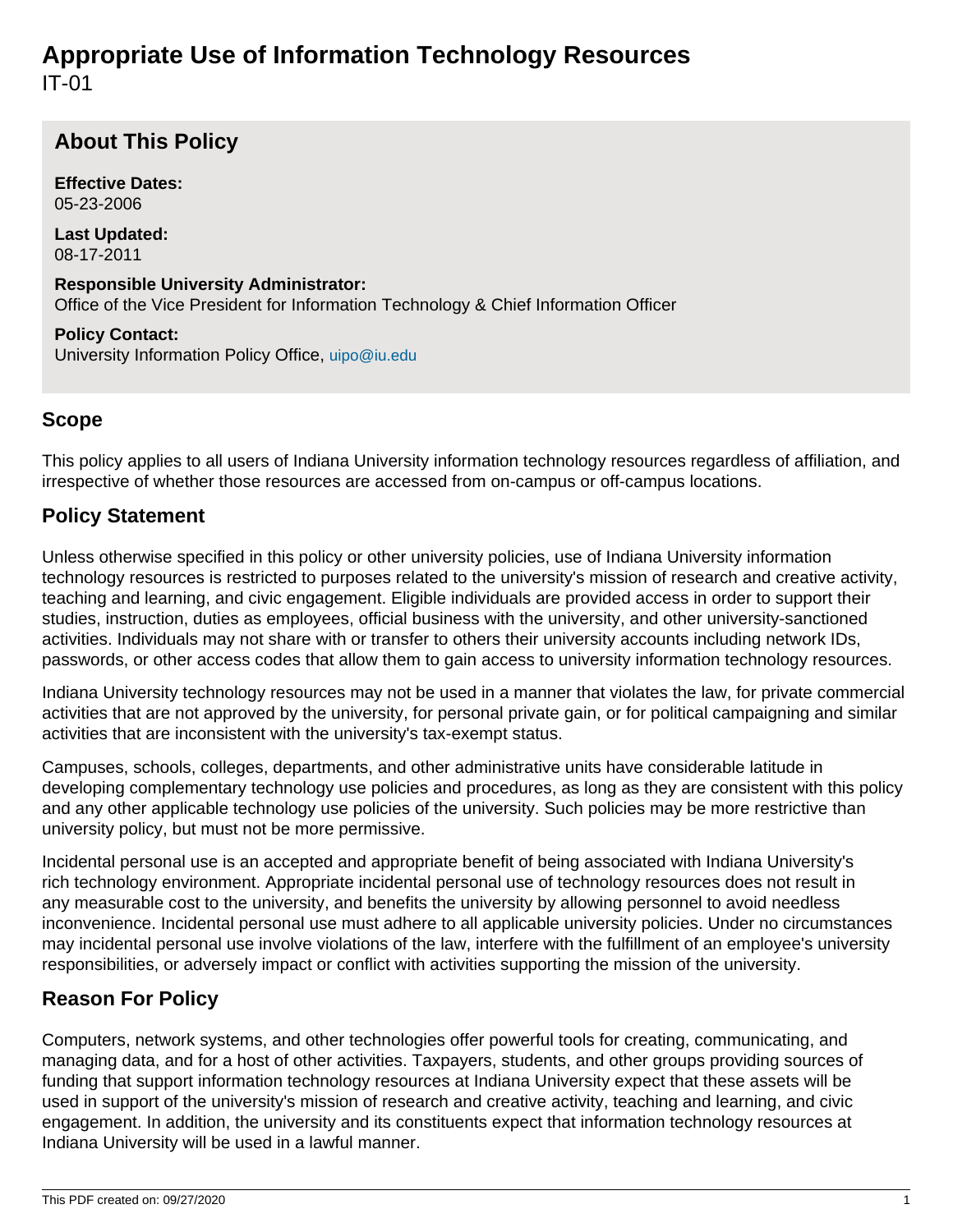# Appropriate Use of Information Technology Resources

IT-01

## About This Policy

**Effective Dates:**
05-23-2006

**Last Updated:**
08-17-2011

**Responsible University Administrator:**
Office of the Vice President for Information Technology & Chief Information Officer

**Policy Contact:**
University Information Policy Office, uipo@iu.edu

## Scope

This policy applies to all users of Indiana University information technology resources regardless of affiliation, and irrespective of whether those resources are accessed from on-campus or off-campus locations.

## Policy Statement

Unless otherwise specified in this policy or other university policies, use of Indiana University information technology resources is restricted to purposes related to the university's mission of research and creative activity, teaching and learning, and civic engagement. Eligible individuals are provided access in order to support their studies, instruction, duties as employees, official business with the university, and other university-sanctioned activities. Individuals may not share with or transfer to others their university accounts including network IDs, passwords, or other access codes that allow them to gain access to university information technology resources.

Indiana University technology resources may not be used in a manner that violates the law, for private commercial activities that are not approved by the university, for personal private gain, or for political campaigning and similar activities that are inconsistent with the university's tax-exempt status.

Campuses, schools, colleges, departments, and other administrative units have considerable latitude in developing complementary technology use policies and procedures, as long as they are consistent with this policy and any other applicable technology use policies of the university. Such policies may be more restrictive than university policy, but must not be more permissive.

Incidental personal use is an accepted and appropriate benefit of being associated with Indiana University's rich technology environment. Appropriate incidental personal use of technology resources does not result in any measurable cost to the university, and benefits the university by allowing personnel to avoid needless inconvenience. Incidental personal use must adhere to all applicable university policies. Under no circumstances may incidental personal use involve violations of the law, interfere with the fulfillment of an employee's university responsibilities, or adversely impact or conflict with activities supporting the mission of the university.

## Reason For Policy

Computers, network systems, and other technologies offer powerful tools for creating, communicating, and managing data, and for a host of other activities. Taxpayers, students, and other groups providing sources of funding that support information technology resources at Indiana University expect that these assets will be used in support of the university's mission of research and creative activity, teaching and learning, and civic engagement. In addition, the university and its constituents expect that information technology resources at Indiana University will be used in a lawful manner.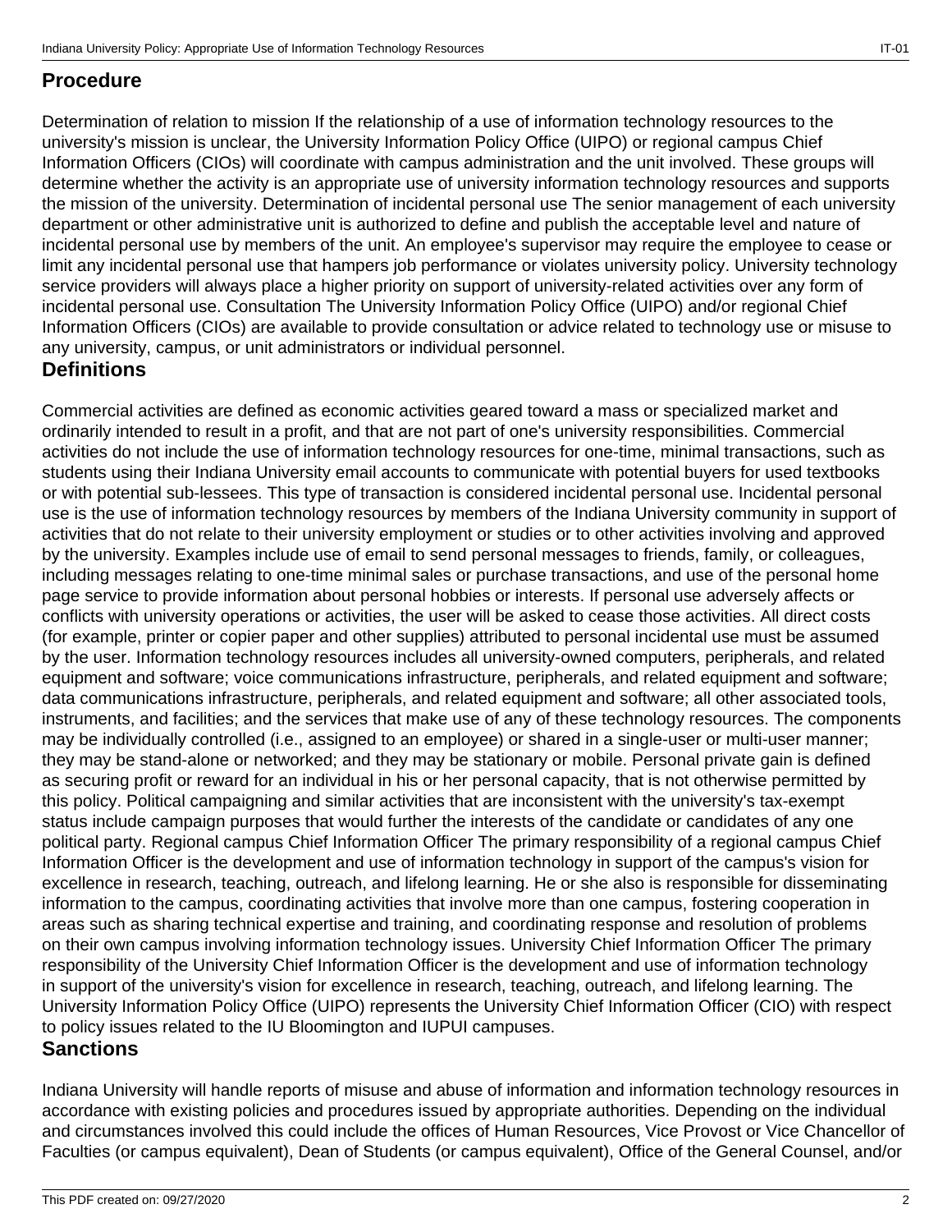## Procedure

Determination of relation to mission If the relationship of a use of information technology resources to the university's mission is unclear, the University Information Policy Office (UIPO) or regional campus Chief Information Officers (CIOs) will coordinate with campus administration and the unit involved. These groups will determine whether the activity is an appropriate use of university information technology resources and supports the mission of the university. Determination of incidental personal use The senior management of each university department or other administrative unit is authorized to define and publish the acceptable level and nature of incidental personal use by members of the unit. An employee's supervisor may require the employee to cease or limit any incidental personal use that hampers job performance or violates university policy. University technology service providers will always place a higher priority on support of university-related activities over any form of incidental personal use. Consultation The University Information Policy Office (UIPO) and/or regional Chief Information Officers (CIOs) are available to provide consultation or advice related to technology use or misuse to any university, campus, or unit administrators or individual personnel.

## Definitions

Commercial activities are defined as economic activities geared toward a mass or specialized market and ordinarily intended to result in a profit, and that are not part of one's university responsibilities. Commercial activities do not include the use of information technology resources for one-time, minimal transactions, such as students using their Indiana University email accounts to communicate with potential buyers for used textbooks or with potential sub-lessees. This type of transaction is considered incidental personal use. Incidental personal use is the use of information technology resources by members of the Indiana University community in support of activities that do not relate to their university employment or studies or to other activities involving and approved by the university. Examples include use of email to send personal messages to friends, family, or colleagues, including messages relating to one-time minimal sales or purchase transactions, and use of the personal home page service to provide information about personal hobbies or interests. If personal use adversely affects or conflicts with university operations or activities, the user will be asked to cease those activities. All direct costs (for example, printer or copier paper and other supplies) attributed to personal incidental use must be assumed by the user. Information technology resources includes all university-owned computers, peripherals, and related equipment and software; voice communications infrastructure, peripherals, and related equipment and software; data communications infrastructure, peripherals, and related equipment and software; all other associated tools, instruments, and facilities; and the services that make use of any of these technology resources. The components may be individually controlled (i.e., assigned to an employee) or shared in a single-user or multi-user manner; they may be stand-alone or networked; and they may be stationary or mobile. Personal private gain is defined as securing profit or reward for an individual in his or her personal capacity, that is not otherwise permitted by this policy. Political campaigning and similar activities that are inconsistent with the university's tax-exempt status include campaign purposes that would further the interests of the candidate or candidates of any one political party. Regional campus Chief Information Officer The primary responsibility of a regional campus Chief Information Officer is the development and use of information technology in support of the campus's vision for excellence in research, teaching, outreach, and lifelong learning. He or she also is responsible for disseminating information to the campus, coordinating activities that involve more than one campus, fostering cooperation in areas such as sharing technical expertise and training, and coordinating response and resolution of problems on their own campus involving information technology issues. University Chief Information Officer The primary responsibility of the University Chief Information Officer is the development and use of information technology in support of the university's vision for excellence in research, teaching, outreach, and lifelong learning. The University Information Policy Office (UIPO) represents the University Chief Information Officer (CIO) with respect to policy issues related to the IU Bloomington and IUPUI campuses.

## Sanctions

Indiana University will handle reports of misuse and abuse of information and information technology resources in accordance with existing policies and procedures issued by appropriate authorities. Depending on the individual and circumstances involved this could include the offices of Human Resources, Vice Provost or Vice Chancellor of Faculties (or campus equivalent), Dean of Students (or campus equivalent), Office of the General Counsel, and/or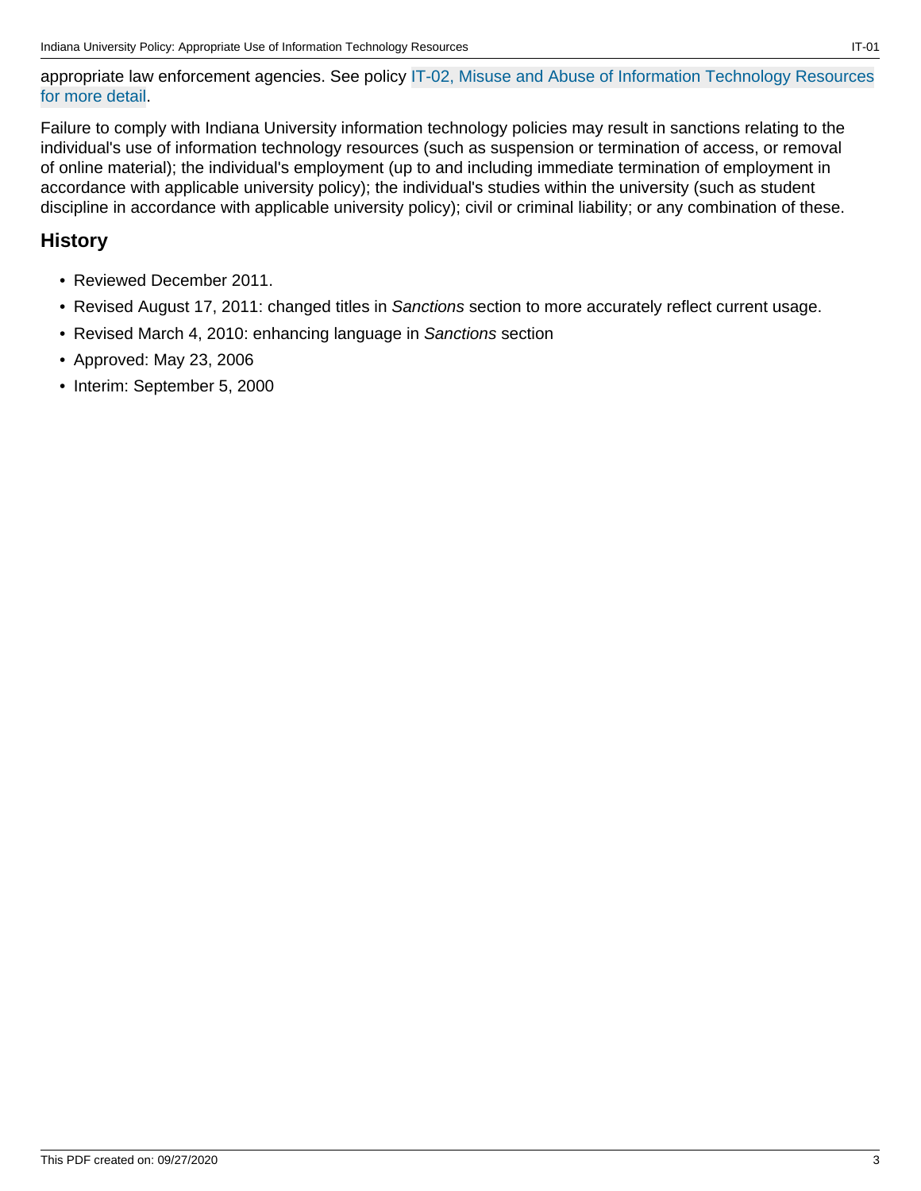appropriate law enforcement agencies. See policy [IT-02, Misuse and Abuse of Information Technology Resources for more detail].

Failure to comply with Indiana University information technology policies may result in sanctions relating to the individual's use of information technology resources (such as suspension or termination of access, or removal of online material); the individual's employment (up to and including immediate termination of employment in accordance with applicable university policy); the individual's studies within the university (such as student discipline in accordance with applicable university policy); civil or criminal liability; or any combination of these.

## History

- Reviewed December 2011.
- Revised August 17, 2011: changed titles in *Sanctions* section to more accurately reflect current usage.
- Revised March 4, 2010: enhancing language in *Sanctions* section
- Approved: May 23, 2006
- Interim: September 5, 2000